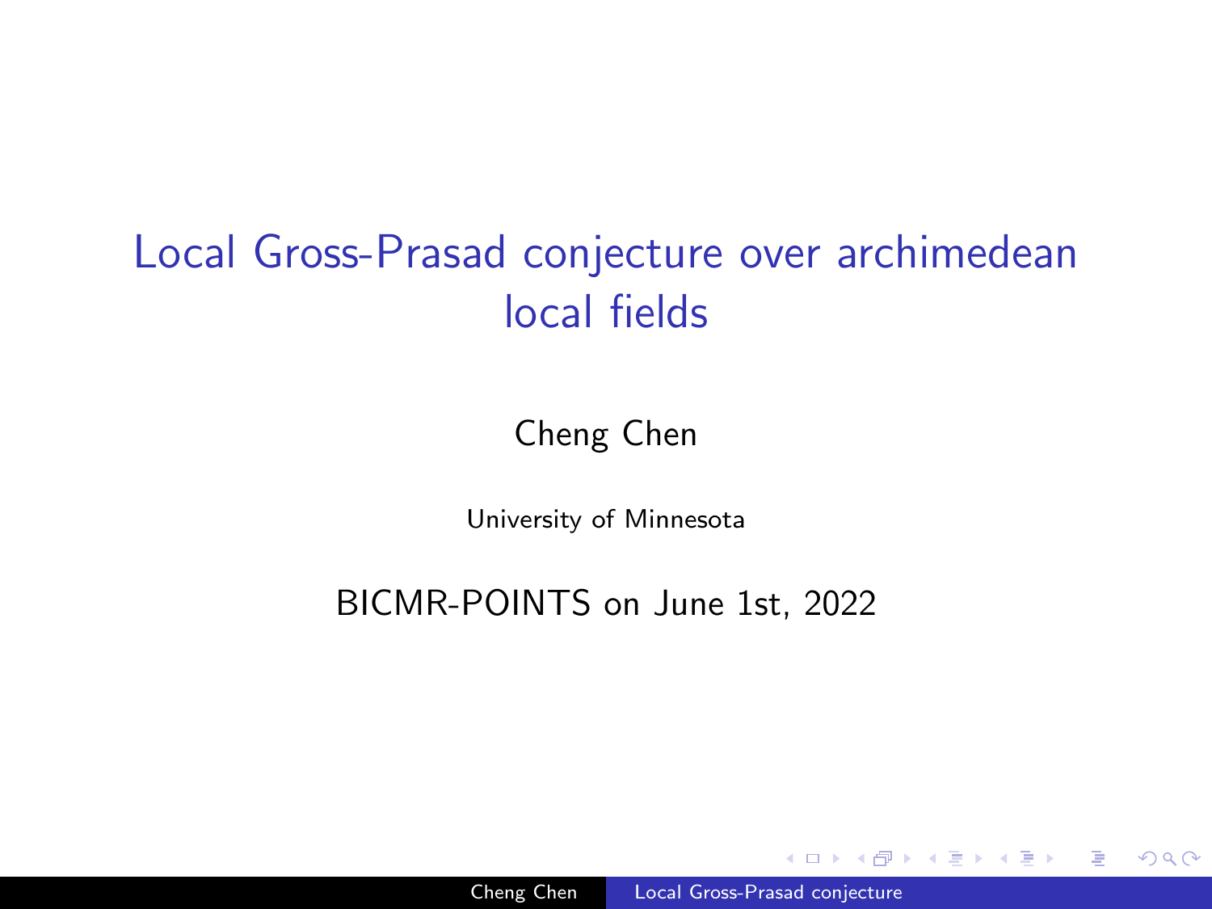# Local Gross-Prasad conjecture over archimedean local fields

Cheng Chen

University of Minnesota

BICMR-POINTS on June 1st, 2022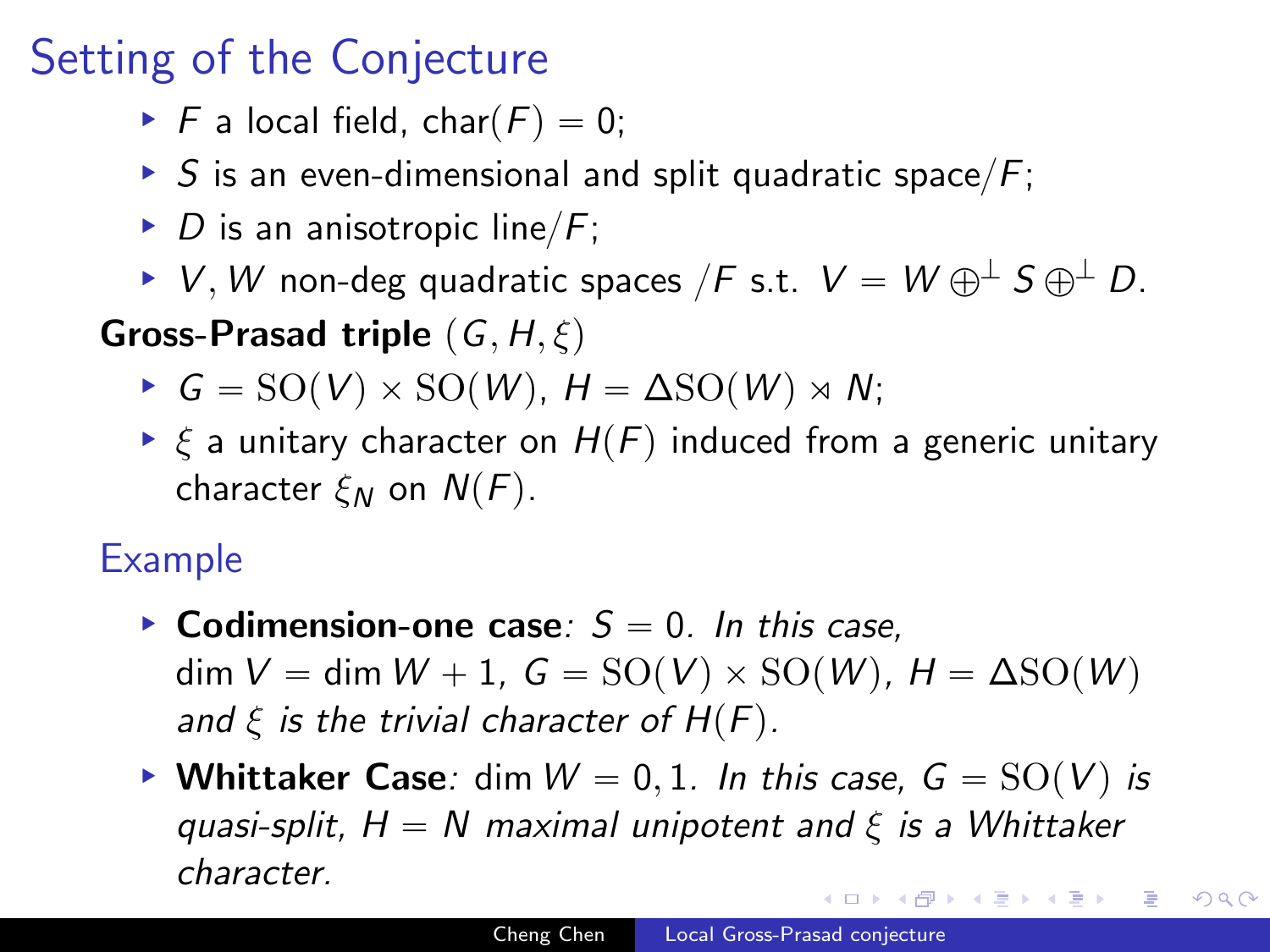# Setting of the Conjecture

- $F$ a local field, $\mathrm{char}(F) = 0$;
- $S$ is an even-dimensional and split quadratic space$/F$;
- $D$ is an anisotropic line$/F$;
- $V, W$ non-deg quadratic spaces $/F$ s.t. $V = W \oplus^{\perp} S \oplus^{\perp} D$.

**Gross-Prasad triple** $(G, H, \xi)$

- $G = \mathrm{SO}(V) \times \mathrm{SO}(W)$, $H = \Delta\mathrm{SO}(W) \rtimes N$;
- $\xi$ a unitary character on $H(F)$ induced from a generic unitary character $\xi_N$ on $N(F)$.

## Example

- **Codimension-one case**: *$S = 0$. In this case,* $\dim V = \dim W + 1$, $G = \mathrm{SO}(V) \times \mathrm{SO}(W)$, $H = \Delta\mathrm{SO}(W)$ *and $\xi$ is the trivial character of $H(F)$.*
- **Whittaker Case**: $\dim W = 0, 1$. *In this case, $G = \mathrm{SO}(V)$ is quasi-split, $H = N$ maximal unipotent and $\xi$ is a Whittaker character.*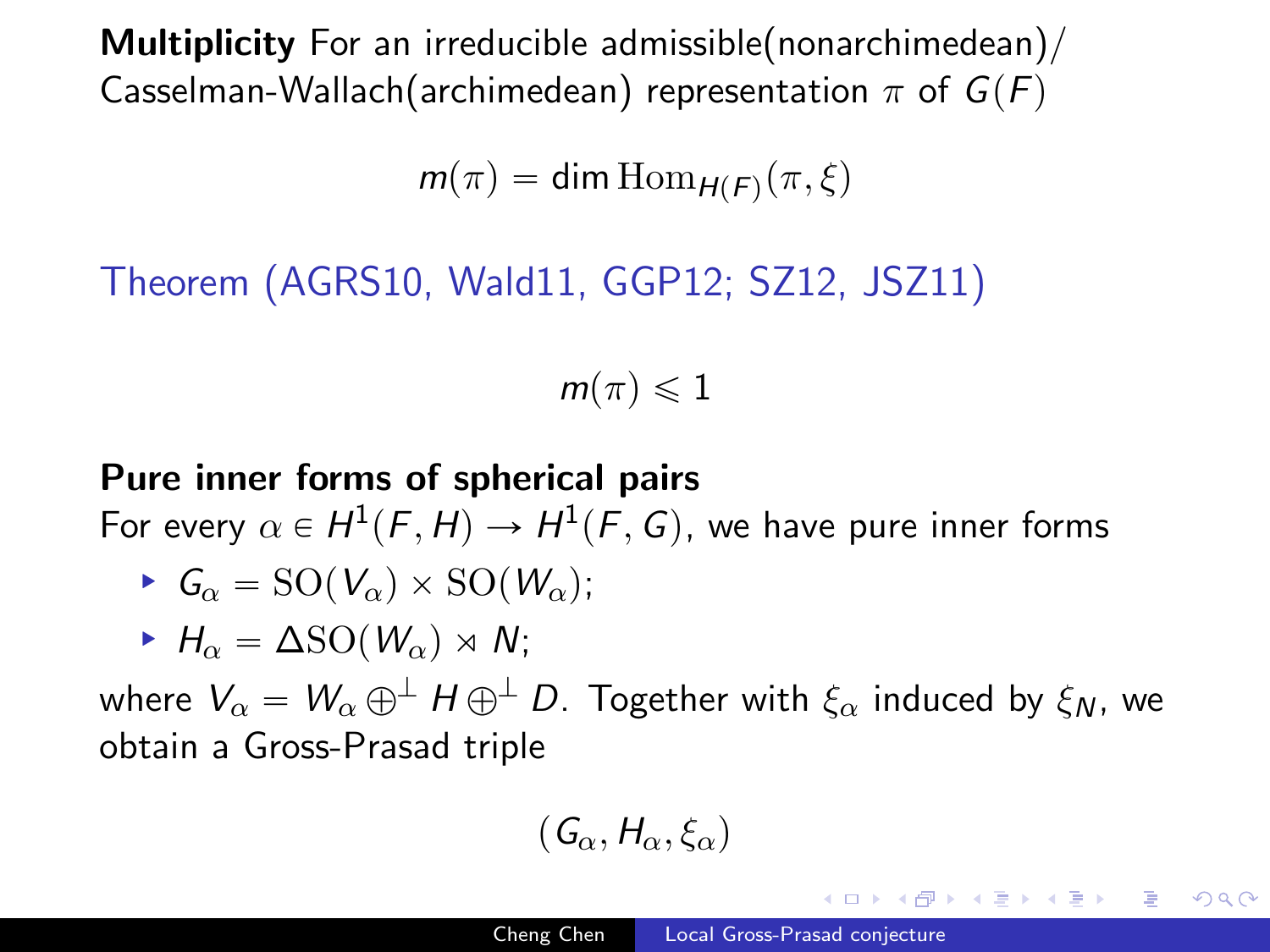**Multiplicity** For an irreducible admissible(nonarchimedean)/ Casselman-Wallach(archimedean) representation $\pi$ of $G(F)$

$$m(\pi) = \dim \mathrm{Hom}_{H(F)}(\pi, \xi)$$

Theorem (AGRS10, Wald11, GGP12; SZ12, JSZ11)

$$m(\pi) \leqslant 1$$

**Pure inner forms of spherical pairs**

For every $\alpha \in H^1(F, H) \to H^1(F, G)$, we have pure inner forms

- $G_\alpha = \mathrm{SO}(V_\alpha) \times \mathrm{SO}(W_\alpha)$;
- $H_\alpha = \Delta\mathrm{SO}(W_\alpha) \rtimes N$;

where $V_\alpha = W_\alpha \oplus^\perp H \oplus^\perp D$. Together with $\xi_\alpha$ induced by $\xi_N$, we obtain a Gross-Prasad triple

$$(G_\alpha, H_\alpha, \xi_\alpha)$$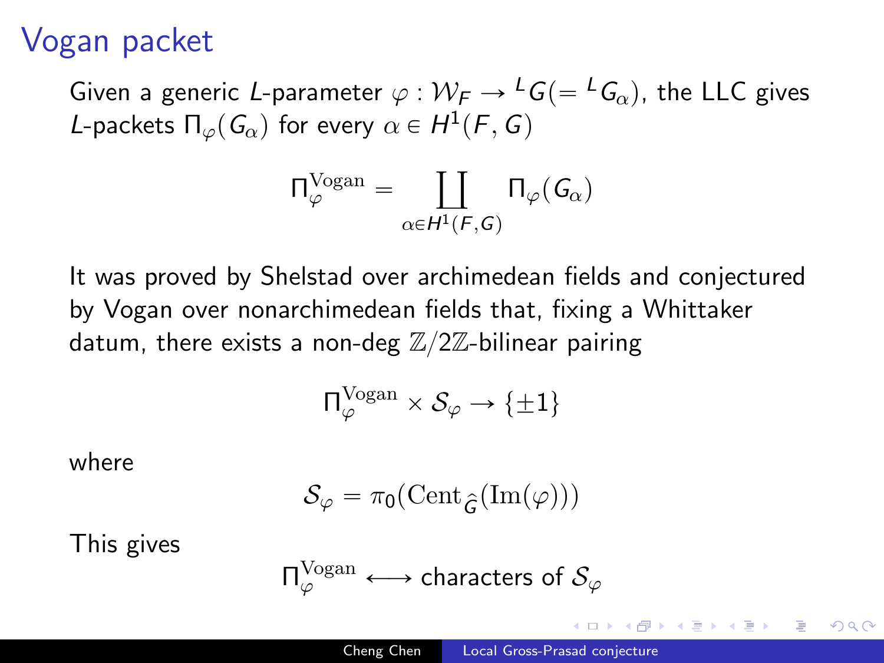# Vogan packet

Given a generic $L$-parameter $\varphi : \mathcal{W}_F \to {}^LG(= {}^LG_\alpha)$, the LLC gives $L$-packets $\Pi_\varphi(G_\alpha)$ for every $\alpha \in H^1(F, G)$

$$\Pi_\varphi^{\mathrm{Vogan}} = \coprod_{\alpha \in H^1(F,G)} \Pi_\varphi(G_\alpha)$$

It was proved by Shelstad over archimedean fields and conjectured by Vogan over nonarchimedean fields that, fixing a Whittaker datum, there exists a non-deg $\mathbb{Z}/2\mathbb{Z}$-bilinear pairing

$$\Pi_\varphi^{\mathrm{Vogan}} \times \mathcal{S}_\varphi \to \{\pm 1\}$$

where

$$\mathcal{S}_\varphi = \pi_0(\mathrm{Cent}_{\widehat{G}}(\mathrm{Im}(\varphi)))$$

This gives

$$\Pi_\varphi^{\mathrm{Vogan}} \longleftrightarrow \text{characters of } \mathcal{S}_\varphi$$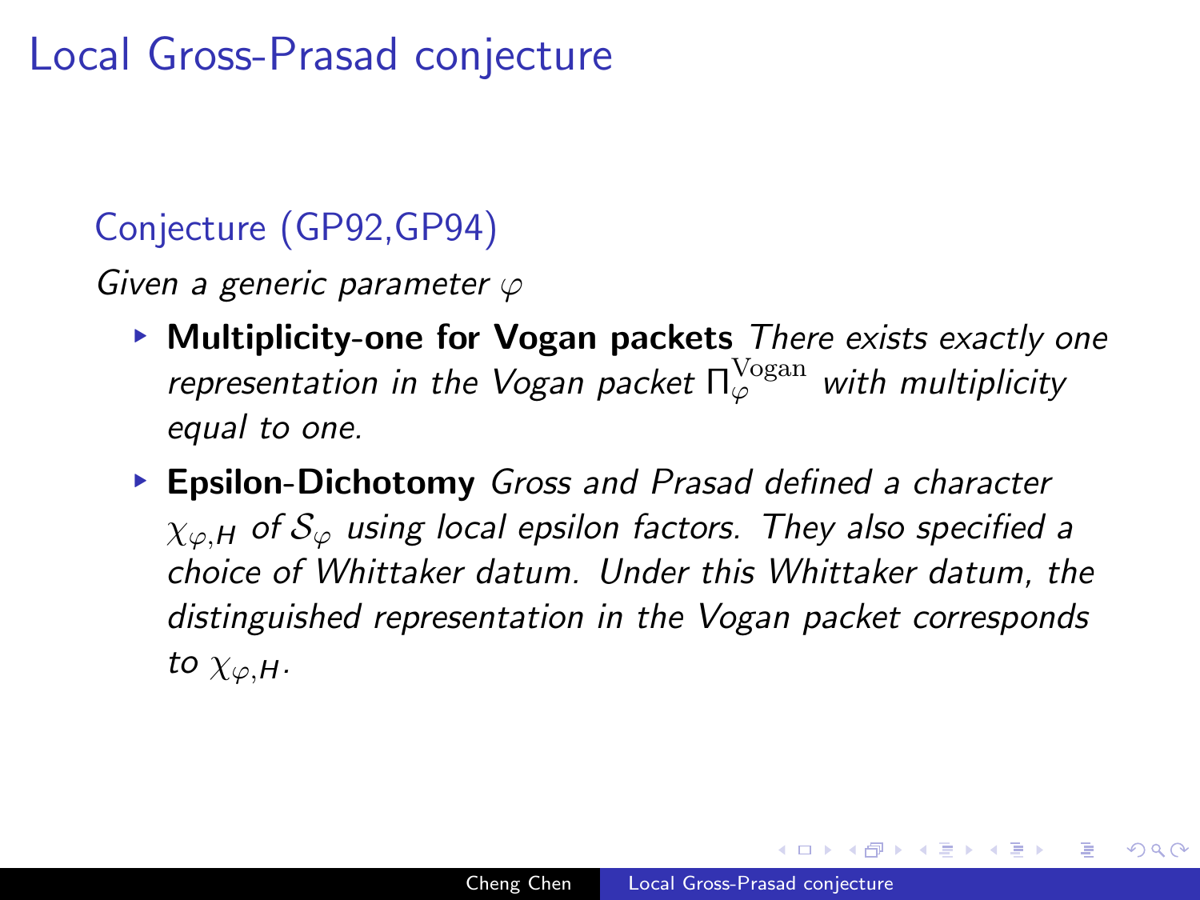# Local Gross-Prasad conjecture

## Conjecture (GP92,GP94)

*Given a generic parameter $\varphi$*

- **Multiplicity-one for Vogan packets** *There exists exactly one representation in the Vogan packet $\Pi_\varphi^{\mathrm{Vogan}}$ with multiplicity equal to one.*
- **Epsilon-Dichotomy** *Gross and Prasad defined a character $\chi_{\varphi,H}$ of $\mathcal{S}_\varphi$ using local epsilon factors. They also specified a choice of Whittaker datum. Under this Whittaker datum, the distinguished representation in the Vogan packet corresponds to $\chi_{\varphi,H}$.*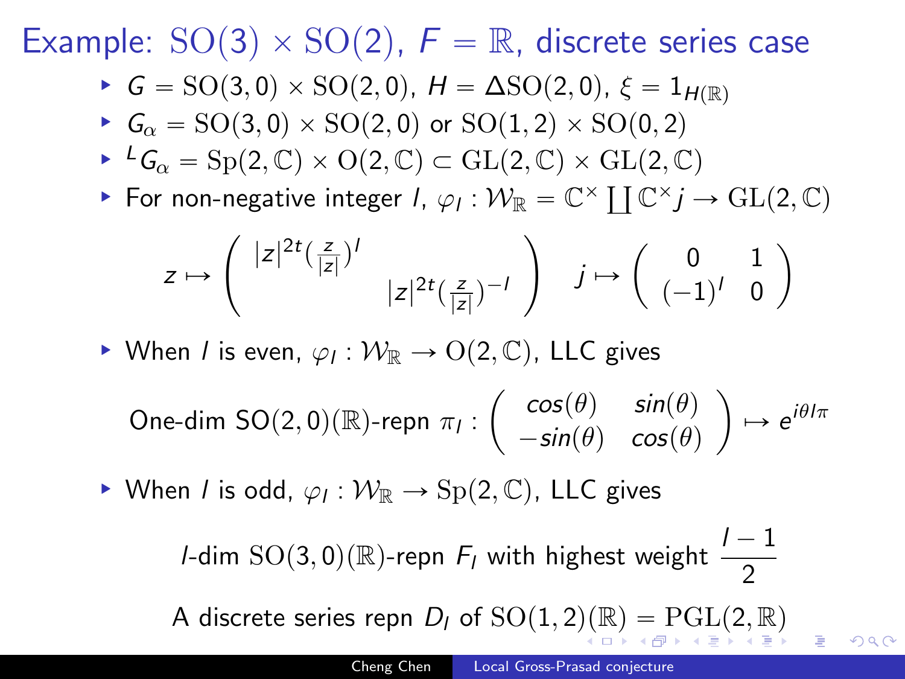# Example: $\mathrm{SO}(3) \times \mathrm{SO}(2)$, $F = \mathbb{R}$, discrete series case

- $G = \mathrm{SO}(3,0) \times \mathrm{SO}(2,0)$, $H = \Delta\mathrm{SO}(2,0)$, $\xi = 1_{H(\mathbb{R})}$
- $G_\alpha = \mathrm{SO}(3,0) \times \mathrm{SO}(2,0)$ or $\mathrm{SO}(1,2) \times \mathrm{SO}(0,2)$
- ${}^L G_\alpha = \mathrm{Sp}(2,\mathbb{C}) \times \mathrm{O}(2,\mathbb{C}) \subset \mathrm{GL}(2,\mathbb{C}) \times \mathrm{GL}(2,\mathbb{C})$
- For non-negative integer $l$, $\varphi_l : \mathcal{W}_\mathbb{R} = \mathbb{C}^\times \coprod \mathbb{C}^\times j \to \mathrm{GL}(2,\mathbb{C})$

$$z \mapsto \begin{pmatrix} |z|^{2t}(\frac{z}{|z|})^l & \\ & |z|^{2t}(\frac{z}{|z|})^{-l} \end{pmatrix} \quad j \mapsto \begin{pmatrix} 0 & 1 \\ (-1)^l & 0 \end{pmatrix}$$

- When $l$ is even, $\varphi_l : \mathcal{W}_\mathbb{R} \to \mathrm{O}(2,\mathbb{C})$, LLC gives

$$\text{One-dim } \mathrm{SO}(2,0)(\mathbb{R})\text{-repn } \pi_l : \begin{pmatrix} cos(\theta) & sin(\theta) \\ -sin(\theta) & cos(\theta) \end{pmatrix} \mapsto e^{i\theta l \pi}$$

- When $l$ is odd, $\varphi_l : \mathcal{W}_\mathbb{R} \to \mathrm{Sp}(2,\mathbb{C})$, LLC gives

$$l\text{-dim } \mathrm{SO}(3,0)(\mathbb{R})\text{-repn } F_l \text{ with highest weight } \frac{l-1}{2}$$

A discrete series repn $D_l$ of $\mathrm{SO}(1,2)(\mathbb{R}) = \mathrm{PGL}(2,\mathbb{R})$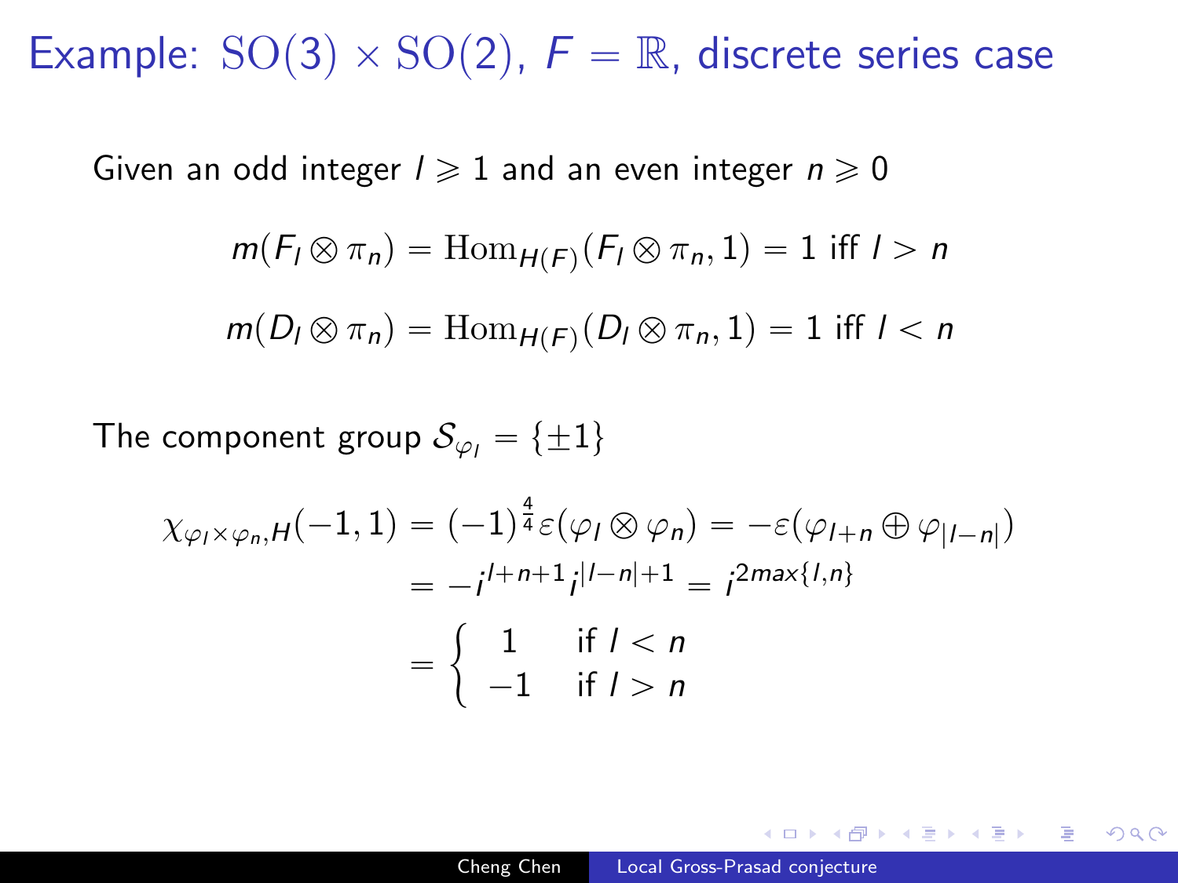# Example: $\mathrm{SO}(3) \times \mathrm{SO}(2)$, $F = \mathbb{R}$, discrete series case

Given an odd integer $l \geqslant 1$ and an even integer $n \geqslant 0$

$$m(F_l \otimes \pi_n) = \mathrm{Hom}_{H(F)}(F_l \otimes \pi_n, 1) = 1 \text{ iff } l > n$$

$$m(D_l \otimes \pi_n) = \mathrm{Hom}_{H(F)}(D_l \otimes \pi_n, 1) = 1 \text{ iff } l < n$$

The component group $\mathcal{S}_{\varphi_l} = \{\pm 1\}$

$$\begin{aligned}
\chi_{\varphi_l \times \varphi_n, H}(-1, 1) &= (-1)^{\frac{4}{4}} \varepsilon(\varphi_l \otimes \varphi_n) = -\varepsilon(\varphi_{l+n} \oplus \varphi_{|l-n|}) \\
&= -i^{l+n+1} i^{|l-n|+1} = i^{2max\{l,n\}} \\
&= \begin{cases} 1 & \text{if } l < n \\ -1 & \text{if } l > n \end{cases}
\end{aligned}$$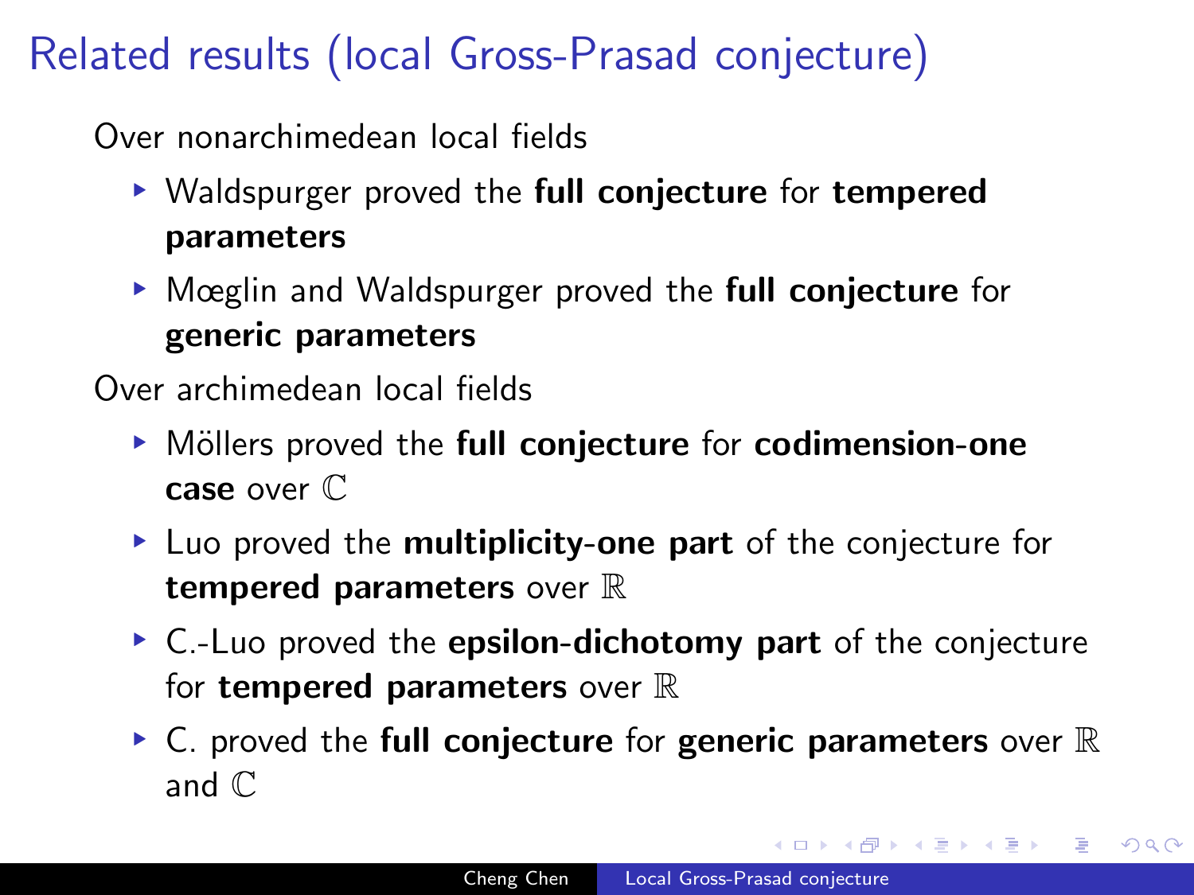# Related results (local Gross-Prasad conjecture)

Over nonarchimedean local fields

- Waldspurger proved the **full conjecture** for **tempered parameters**
- Mœglin and Waldspurger proved the **full conjecture** for **generic parameters**

Over archimedean local fields

- Möllers proved the **full conjecture** for **codimension-one case** over $\mathbb{C}$
- Luo proved the **multiplicity-one part** of the conjecture for **tempered parameters** over $\mathbb{R}$
- C.-Luo proved the **epsilon-dichotomy part** of the conjecture for **tempered parameters** over $\mathbb{R}$
- C. proved the **full conjecture** for **generic parameters** over $\mathbb{R}$ and $\mathbb{C}$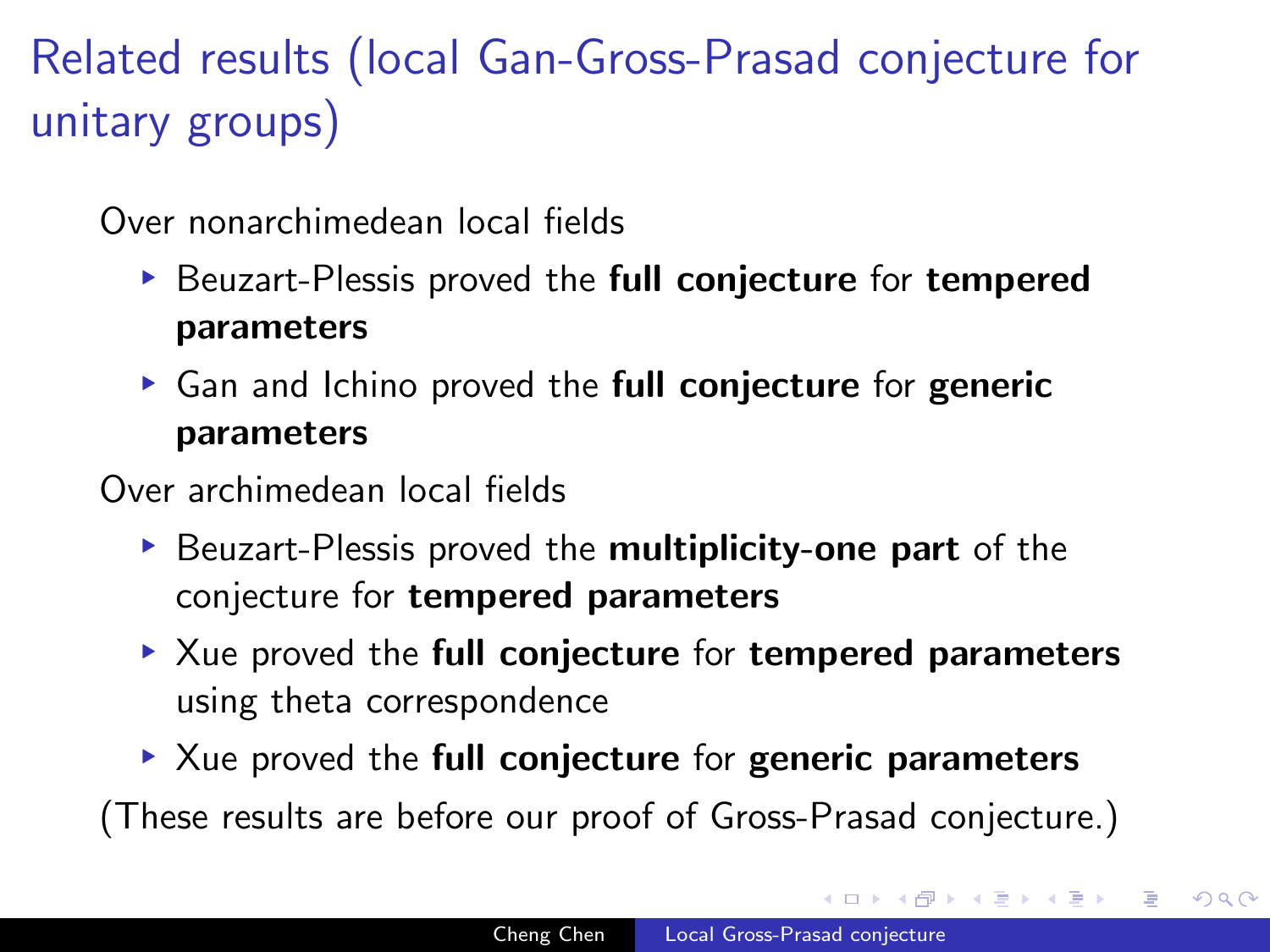# Related results (local Gan-Gross-Prasad conjecture for unitary groups)

Over nonarchimedean local fields

- Beuzart-Plessis proved the **full conjecture** for **tempered parameters**
- Gan and Ichino proved the **full conjecture** for **generic parameters**

Over archimedean local fields

- Beuzart-Plessis proved the **multiplicity-one part** of the conjecture for **tempered parameters**
- Xue proved the **full conjecture** for **tempered parameters** using theta correspondence
- Xue proved the **full conjecture** for **generic parameters**

(These results are before our proof of Gross-Prasad conjecture.)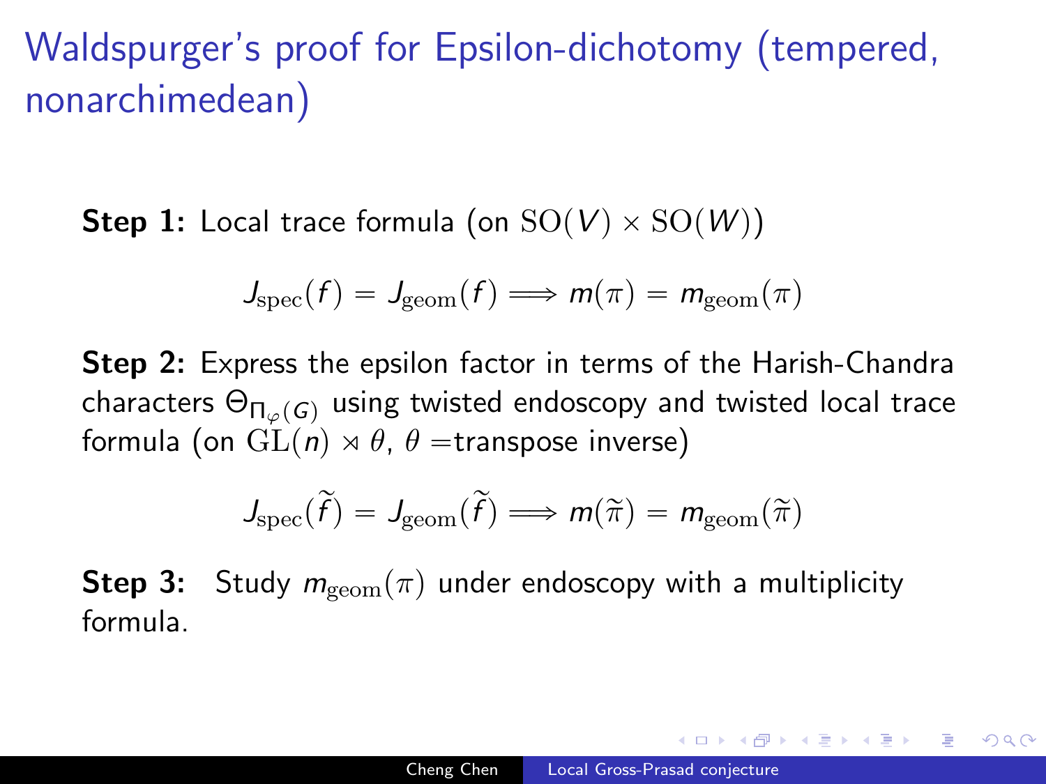# Waldspurger's proof for Epsilon-dichotomy (tempered, nonarchimedean)

**Step 1:** Local trace formula (on $\mathrm{SO}(V) \times \mathrm{SO}(W)$)

$$J_{\mathrm{spec}}(f) = J_{\mathrm{geom}}(f) \Longrightarrow m(\pi) = m_{\mathrm{geom}}(\pi)$$

**Step 2:** Express the epsilon factor in terms of the Harish-Chandra characters $\Theta_{\Pi_{\varphi}(G)}$ using twisted endoscopy and twisted local trace formula (on $\mathrm{GL}(n) \rtimes \theta$, $\theta =$transpose inverse)

$$J_{\mathrm{spec}}(\widetilde{f}) = J_{\mathrm{geom}}(\widetilde{f}) \Longrightarrow m(\widetilde{\pi}) = m_{\mathrm{geom}}(\widetilde{\pi})$$

**Step 3:** Study $m_{\mathrm{geom}}(\pi)$ under endoscopy with a multiplicity formula.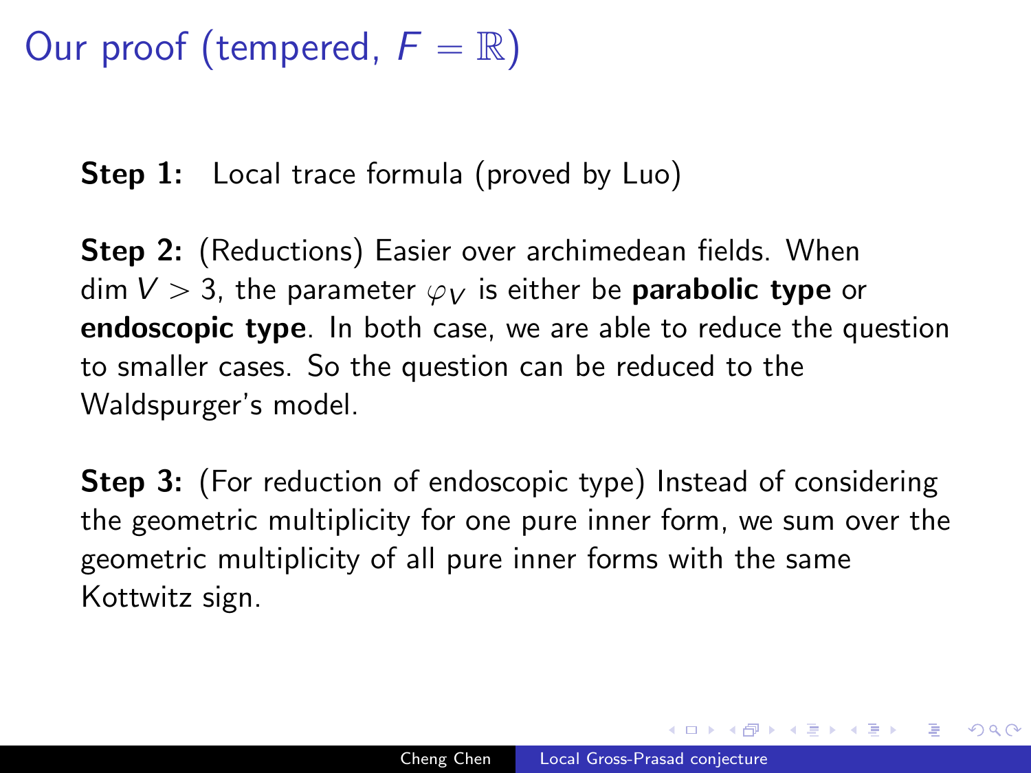# Our proof (tempered, $F = \mathbb{R}$)

**Step 1:** Local trace formula (proved by Luo)

**Step 2:** (Reductions) Easier over archimedean fields. When $\dim V > 3$, the parameter $\varphi_V$ is either be **parabolic type** or **endoscopic type**. In both case, we are able to reduce the question to smaller cases. So the question can be reduced to the Waldspurger's model.

**Step 3:** (For reduction of endoscopic type) Instead of considering the geometric multiplicity for one pure inner form, we sum over the geometric multiplicity of all pure inner forms with the same Kottwitz sign.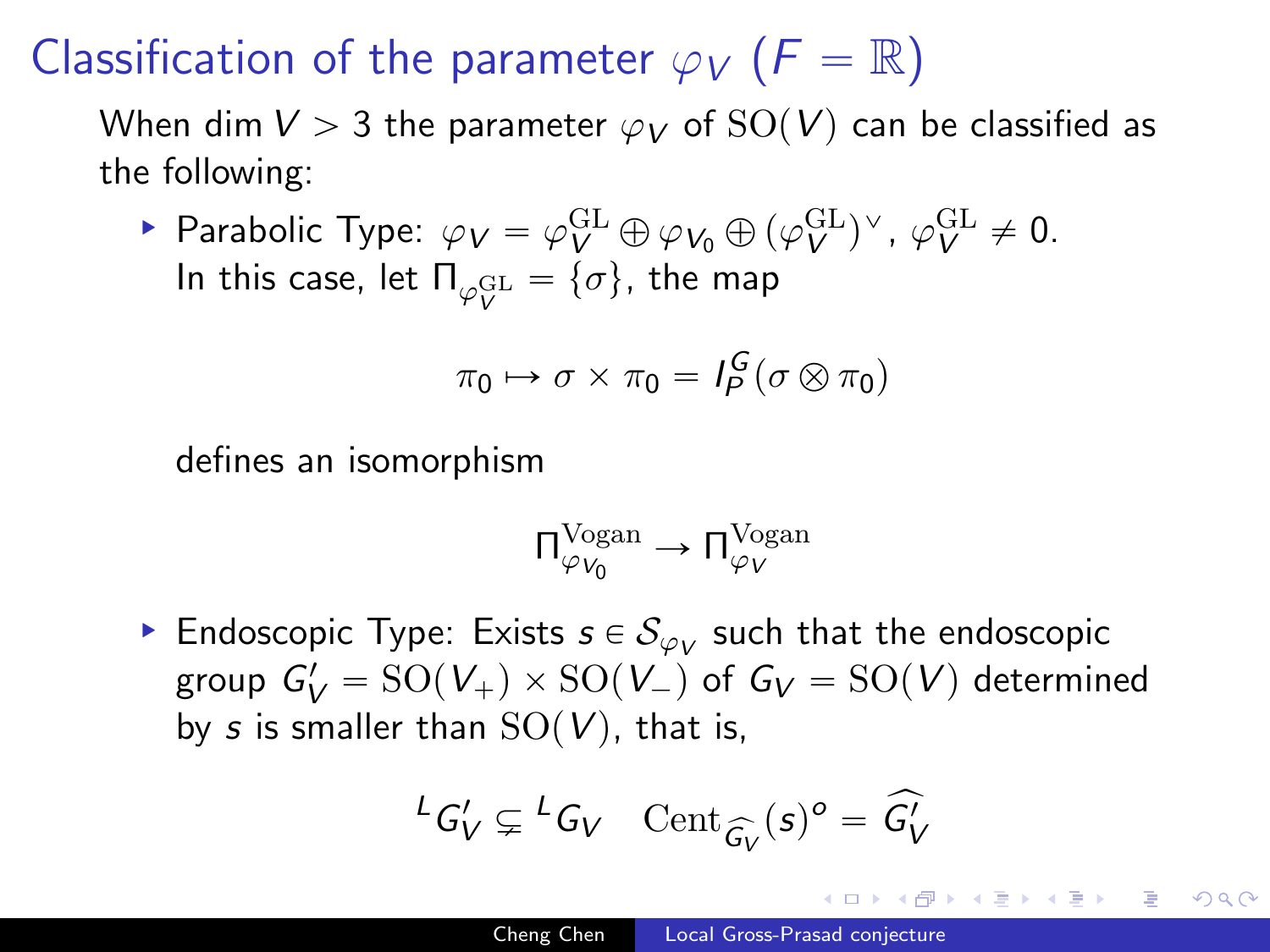# Classification of the parameter $\varphi_V$ ($F = \mathbb{R}$)

When $\dim V > 3$ the parameter $\varphi_V$ of $\mathrm{SO}(V)$ can be classified as the following:

- Parabolic Type: $\varphi_V = \varphi_V^{\mathrm{GL}} \oplus \varphi_{V_0} \oplus (\varphi_V^{\mathrm{GL}})^\vee$, $\varphi_V^{\mathrm{GL}} \neq 0$.
  In this case, let $\Pi_{\varphi_V^{\mathrm{GL}}} = \{\sigma\}$, the map

  $$\pi_0 \mapsto \sigma \times \pi_0 = I_P^G(\sigma \otimes \pi_0)$$

  defines an isomorphism

  $$\Pi_{\varphi_{V_0}}^{\mathrm{Vogan}} \to \Pi_{\varphi_V}^{\mathrm{Vogan}}$$

- Endoscopic Type: Exists $s \in \mathcal{S}_{\varphi_V}$ such that the endoscopic group $G'_V = \mathrm{SO}(V_+) \times \mathrm{SO}(V_-)$ of $G_V = \mathrm{SO}(V)$ determined by $s$ is smaller than $\mathrm{SO}(V)$, that is,

  $${}^L G'_V \subsetneq {}^L G_V \quad \mathrm{Cent}_{\widehat{G_V}}(s)^o = \widehat{G'_V}$$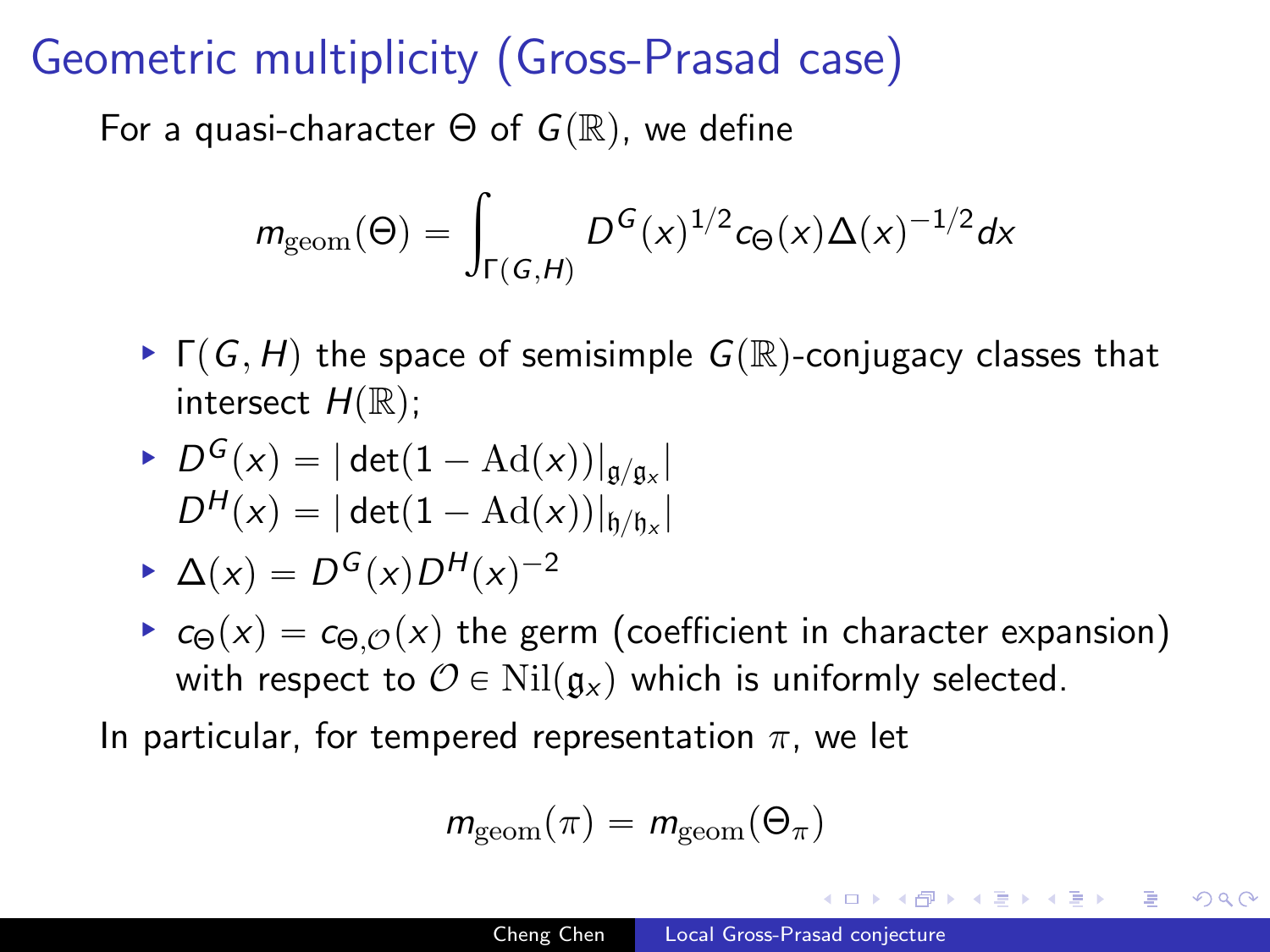# Geometric multiplicity (Gross-Prasad case)

For a quasi-character $\Theta$ of $G(\mathbb{R})$, we define

$$m_{\mathrm{geom}}(\Theta) = \int_{\Gamma(G,H)} D^G(x)^{1/2} c_\Theta(x) \Delta(x)^{-1/2} dx$$

- $\Gamma(G,H)$ the space of semisimple $G(\mathbb{R})$-conjugacy classes that intersect $H(\mathbb{R})$;
- $D^G(x) = |\det(1 - \mathrm{Ad}(x))|_{\mathfrak{g}/\mathfrak{g}_x}|$
  $D^H(x) = |\det(1 - \mathrm{Ad}(x))|_{\mathfrak{h}/\mathfrak{h}_x}|$
- $\Delta(x) = D^G(x) D^H(x)^{-2}$
- $c_\Theta(x) = c_{\Theta,\mathcal{O}}(x)$ the germ (coefficient in character expansion) with respect to $\mathcal{O} \in \mathrm{Nil}(\mathfrak{g}_x)$ which is uniformly selected.

In particular, for tempered representation $\pi$, we let

$$m_{\mathrm{geom}}(\pi) = m_{\mathrm{geom}}(\Theta_\pi)$$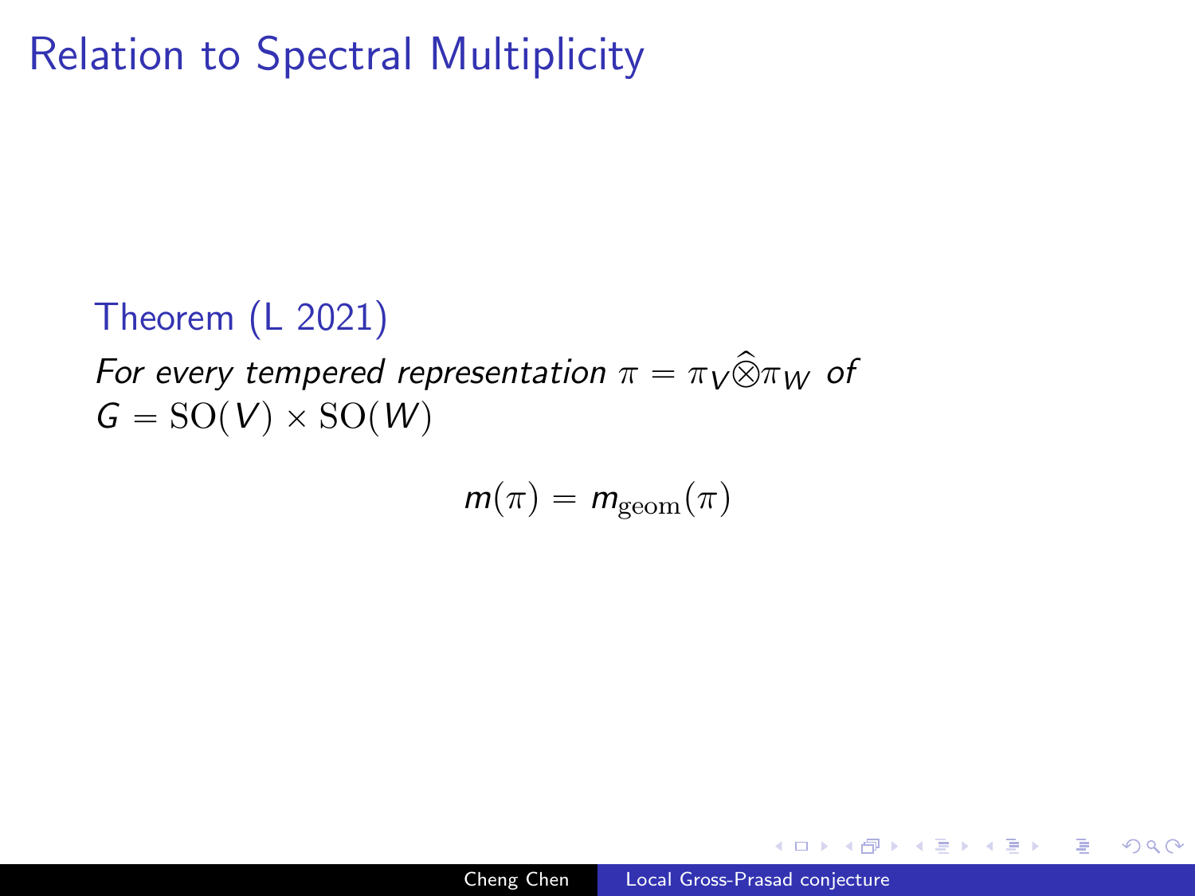# Relation to Spectral Multiplicity

**Theorem (L 2021)**

*For every tempered representation* $\pi = \pi_V \widehat{\otimes} \pi_W$ *of* $G = \mathrm{SO}(V) \times \mathrm{SO}(W)$

$$m(\pi) = m_{\mathrm{geom}}(\pi)$$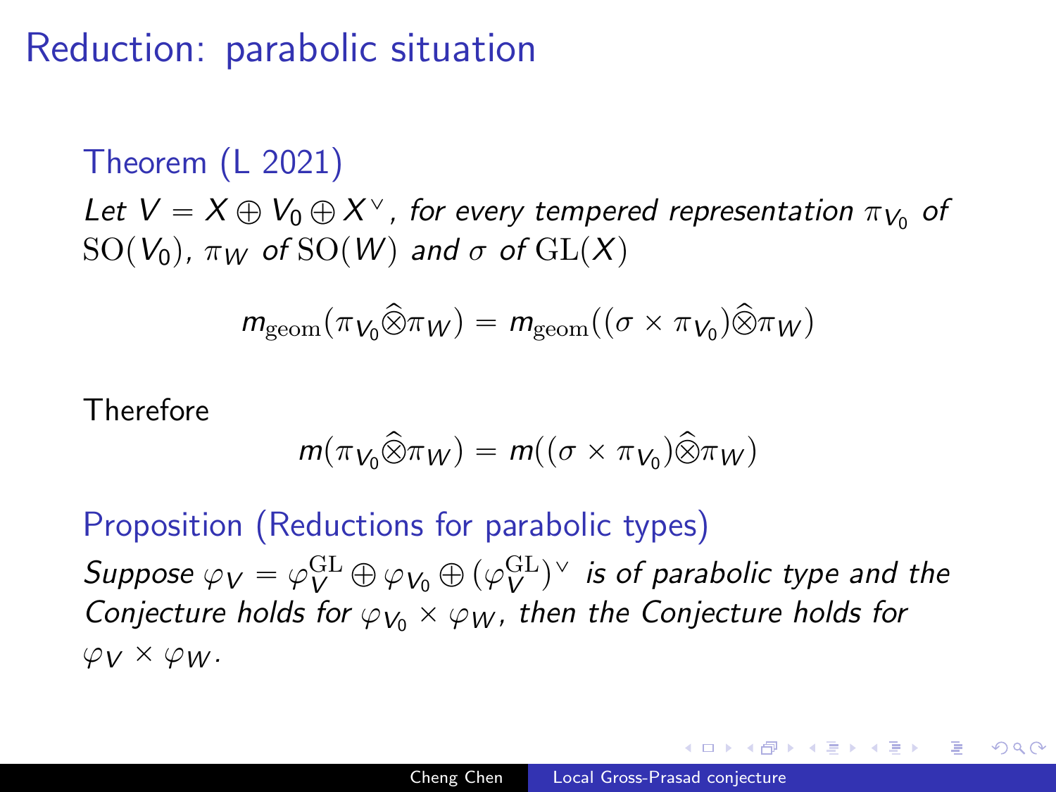# Reduction: parabolic situation

**Theorem (L 2021)**

*Let $V = X \oplus V_0 \oplus X^\vee$, for every tempered representation $\pi_{V_0}$ of $\mathrm{SO}(V_0)$, $\pi_W$ of $\mathrm{SO}(W)$ and $\sigma$ of $\mathrm{GL}(X)$*

$$m_{\mathrm{geom}}(\pi_{V_0} \widehat{\otimes} \pi_W) = m_{\mathrm{geom}}((\sigma \times \pi_{V_0}) \widehat{\otimes} \pi_W)$$

Therefore

$$m(\pi_{V_0} \widehat{\otimes} \pi_W) = m((\sigma \times \pi_{V_0}) \widehat{\otimes} \pi_W)$$

**Proposition (Reductions for parabolic types)**

*Suppose $\varphi_V = \varphi_V^{\mathrm{GL}} \oplus \varphi_{V_0} \oplus (\varphi_V^{\mathrm{GL}})^\vee$ is of parabolic type and the Conjecture holds for $\varphi_{V_0} \times \varphi_W$, then the Conjecture holds for $\varphi_V \times \varphi_W$.*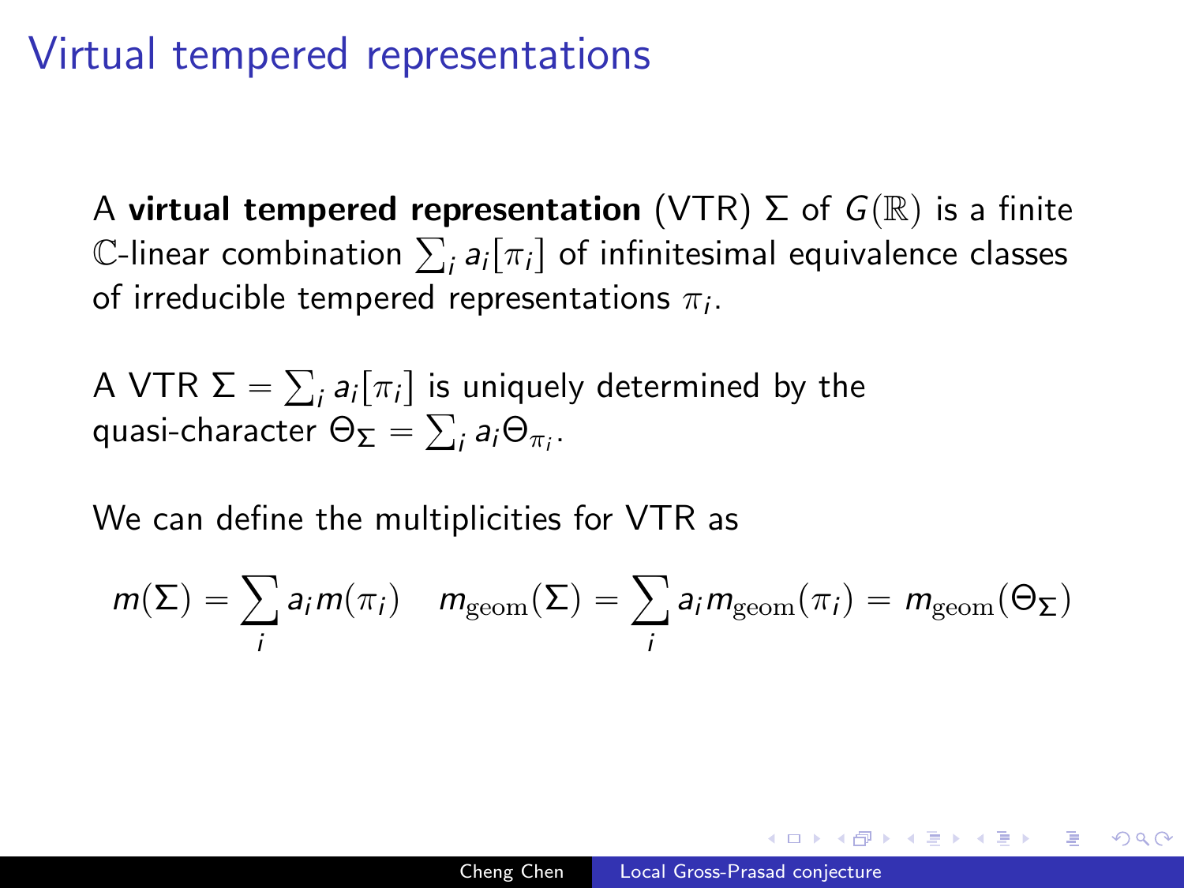# Virtual tempered representations

A **virtual tempered representation** (VTR) $\Sigma$ of $G(\mathbb{R})$ is a finite $\mathbb{C}$-linear combination $\sum_i a_i[\pi_i]$ of infinitesimal equivalence classes of irreducible tempered representations $\pi_i$.

A VTR $\Sigma = \sum_i a_i[\pi_i]$ is uniquely determined by the quasi-character $\Theta_\Sigma = \sum_i a_i \Theta_{\pi_i}$.

We can define the multiplicities for VTR as

$$m(\Sigma) = \sum_i a_i m(\pi_i) \quad m_{\mathrm{geom}}(\Sigma) = \sum_i a_i m_{\mathrm{geom}}(\pi_i) = m_{\mathrm{geom}}(\Theta_\Sigma)$$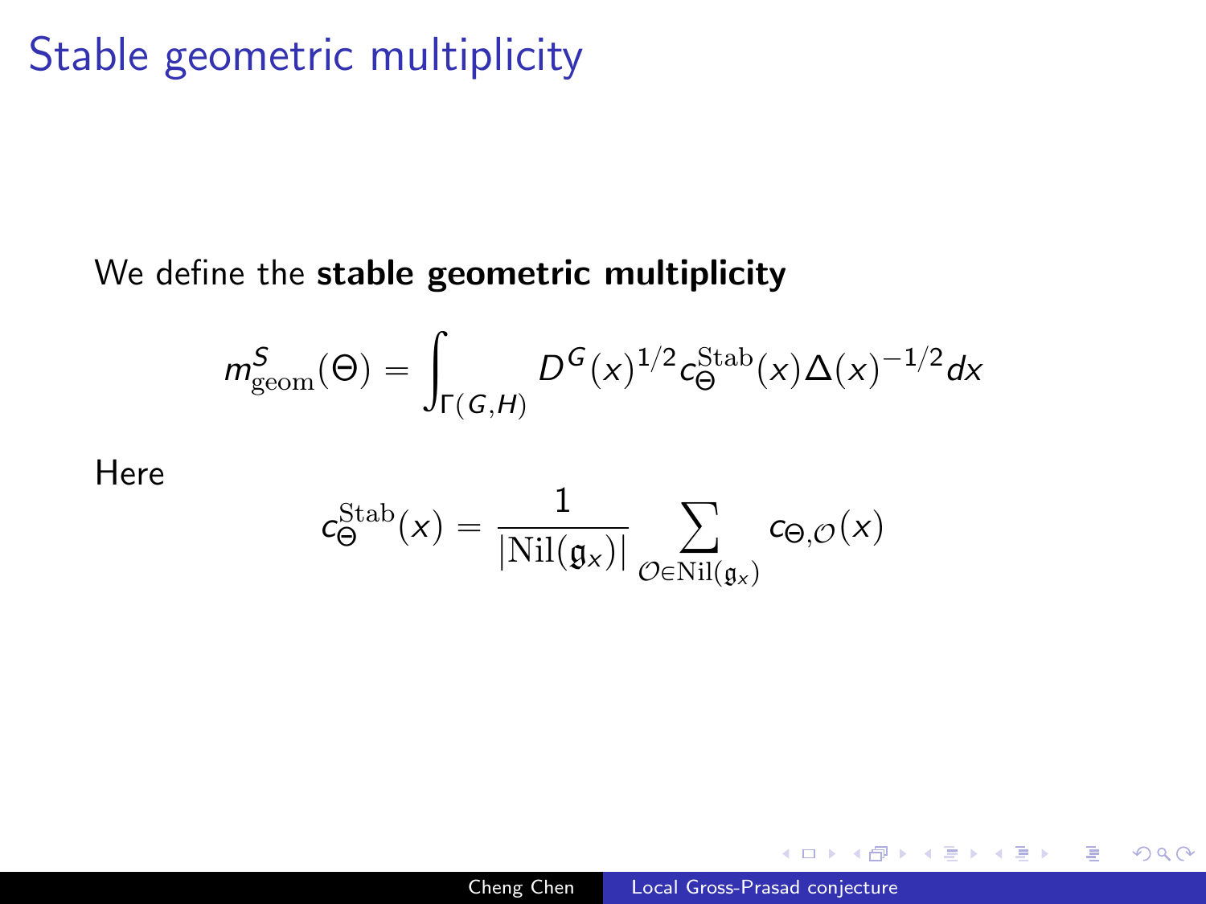# Stable geometric multiplicity

We define the **stable geometric multiplicity**

$$m^S_{\mathrm{geom}}(\Theta) = \int_{\Gamma(G,H)} D^G(x)^{1/2} c_\Theta^{\mathrm{Stab}}(x) \Delta(x)^{-1/2} dx$$

Here

$$c_\Theta^{\mathrm{Stab}}(x) = \frac{1}{|\mathrm{Nil}(\mathfrak{g}_x)|} \sum_{\mathcal{O} \in \mathrm{Nil}(\mathfrak{g}_x)} c_{\Theta,\mathcal{O}}(x)$$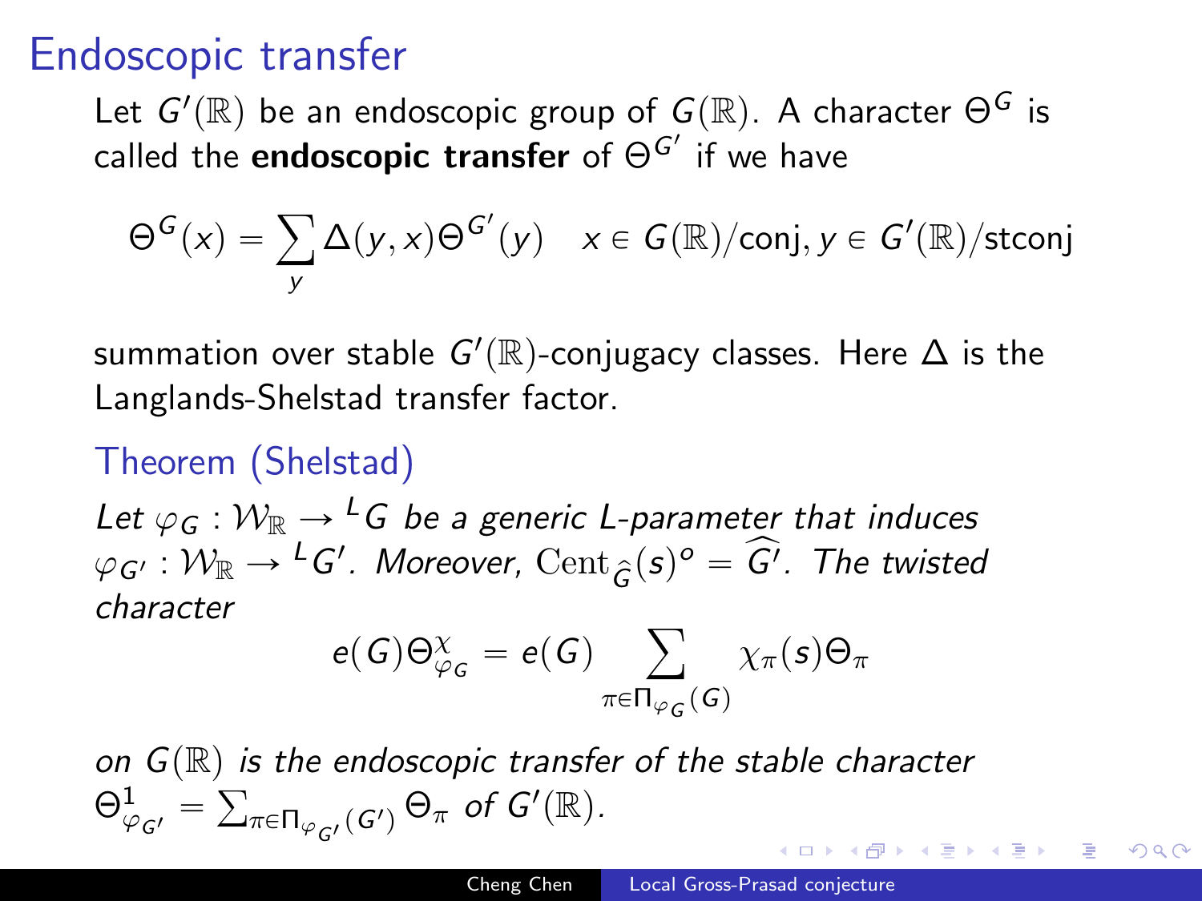# Endoscopic transfer

Let $G'(\mathbb{R})$ be an endoscopic group of $G(\mathbb{R})$. A character $\Theta^G$ is called the **endoscopic transfer** of $\Theta^{G'}$ if we have

$$\Theta^G(x) = \sum_y \Delta(y,x)\Theta^{G'}(y) \quad x \in G(\mathbb{R})/\text{conj}, y \in G'(\mathbb{R})/\text{stconj}$$

summation over stable $G'(\mathbb{R})$-conjugacy classes. Here $\Delta$ is the Langlands-Shelstad transfer factor.

## Theorem (Shelstad)

*Let $\varphi_G : \mathcal{W}_{\mathbb{R}} \to {}^L G$ be a generic L-parameter that induces $\varphi_{G'} : \mathcal{W}_{\mathbb{R}} \to {}^L G'$. Moreover, $\mathrm{Cent}_{\widehat{G}}(s)^o = \widehat{G'}$. The twisted character*

$$e(G)\Theta^{\chi}_{\varphi_G} = e(G) \sum_{\pi \in \Pi_{\varphi_G}(G)} \chi_\pi(s)\Theta_\pi$$

*on $G(\mathbb{R})$ is the endoscopic transfer of the stable character $\Theta^1_{\varphi_{G'}} = \sum_{\pi \in \Pi_{\varphi_{G'}}(G')} \Theta_\pi$ of $G'(\mathbb{R})$.*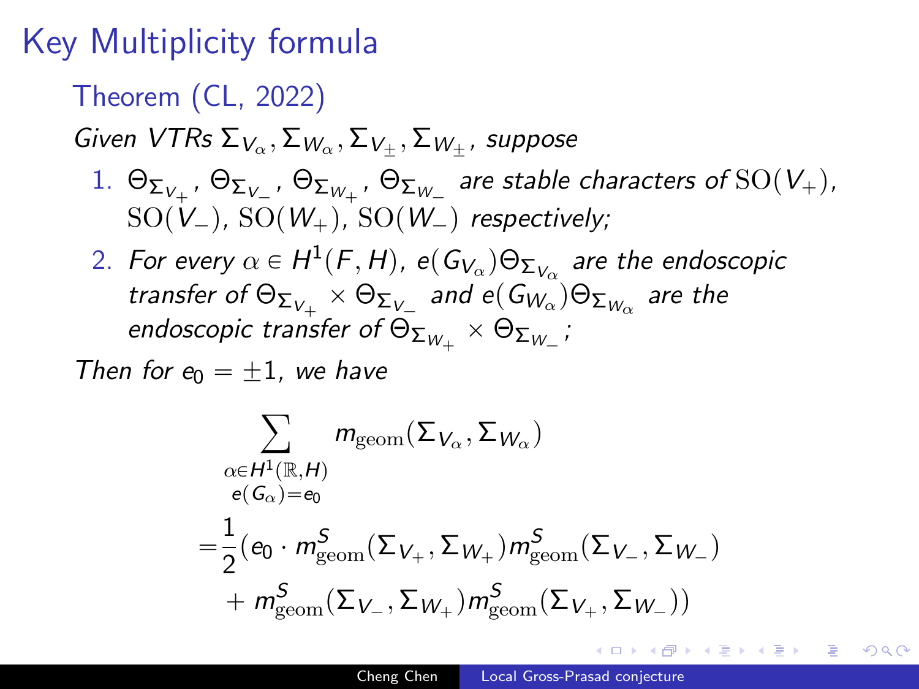# Key Multiplicity formula

## Theorem (CL, 2022)

*Given VTRs $\Sigma_{V_\alpha}, \Sigma_{W_\alpha}, \Sigma_{V_\pm}, \Sigma_{W_\pm}$, suppose*

1. $\Theta_{\Sigma_{V_+}}$, $\Theta_{\Sigma_{V_-}}$, $\Theta_{\Sigma_{W_+}}$, $\Theta_{\Sigma_{W_-}}$ *are stable characters of* $\mathrm{SO}(V_+)$, $\mathrm{SO}(V_-)$, $\mathrm{SO}(W_+)$, $\mathrm{SO}(W_-)$ *respectively;*
2. *For every* $\alpha \in H^1(F, H)$, $e(G_{V_\alpha})\Theta_{\Sigma_{V_\alpha}}$ *are the endoscopic transfer of* $\Theta_{\Sigma_{V_+}} \times \Theta_{\Sigma_{V_-}}$ *and* $e(G_{W_\alpha})\Theta_{\Sigma_{W_\alpha}}$ *are the endoscopic transfer of* $\Theta_{\Sigma_{W_+}} \times \Theta_{\Sigma_{W_-}}$*;*

*Then for $e_0 = \pm 1$, we have*

$$\sum_{\substack{\alpha \in H^1(\mathbb{R}, H) \\ e(G_\alpha) = e_0}} m_{\mathrm{geom}}(\Sigma_{V_\alpha}, \Sigma_{W_\alpha})$$

$$= \frac{1}{2}(e_0 \cdot m^S_{\mathrm{geom}}(\Sigma_{V_+}, \Sigma_{W_+}) m^S_{\mathrm{geom}}(\Sigma_{V_-}, \Sigma_{W_-}) + m^S_{\mathrm{geom}}(\Sigma_{V_-}, \Sigma_{W_+}) m^S_{\mathrm{geom}}(\Sigma_{V_+}, \Sigma_{W_-}))$$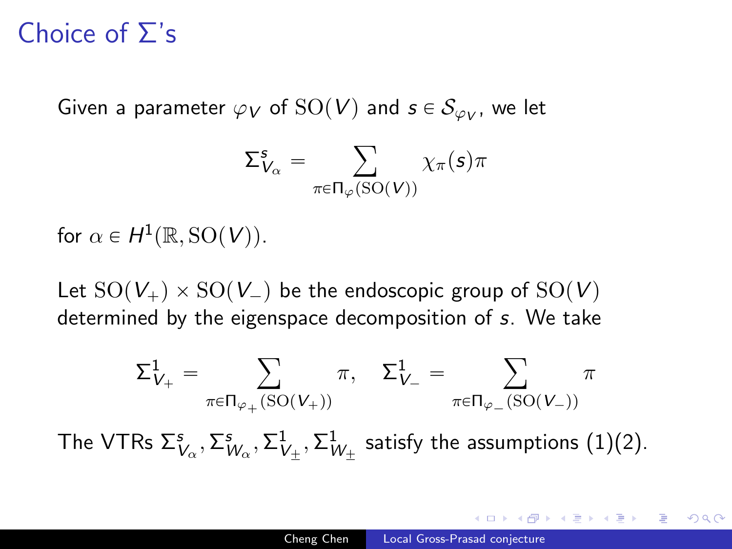# Choice of Σ's

Given a parameter $\varphi_V$ of $\mathrm{SO}(V)$ and $s \in \mathcal{S}_{\varphi_V}$, we let

$$\Sigma^s_{V_\alpha} = \sum_{\pi \in \Pi_\varphi(\mathrm{SO}(V))} \chi_\pi(s)\pi$$

for $\alpha \in H^1(\mathbb{R}, \mathrm{SO}(V))$.

Let $\mathrm{SO}(V_+) \times \mathrm{SO}(V_-)$ be the endoscopic group of $\mathrm{SO}(V)$ determined by the eigenspace decomposition of $s$. We take

$$\Sigma^1_{V_+} = \sum_{\pi \in \Pi_{\varphi_+}(\mathrm{SO}(V_+))} \pi, \quad \Sigma^1_{V_-} = \sum_{\pi \in \Pi_{\varphi_-}(\mathrm{SO}(V_-))} \pi$$

The VTRs $\Sigma^s_{V_\alpha}, \Sigma^s_{W_\alpha}, \Sigma^1_{V_\pm}, \Sigma^1_{W_\pm}$ satisfy the assumptions (1)(2).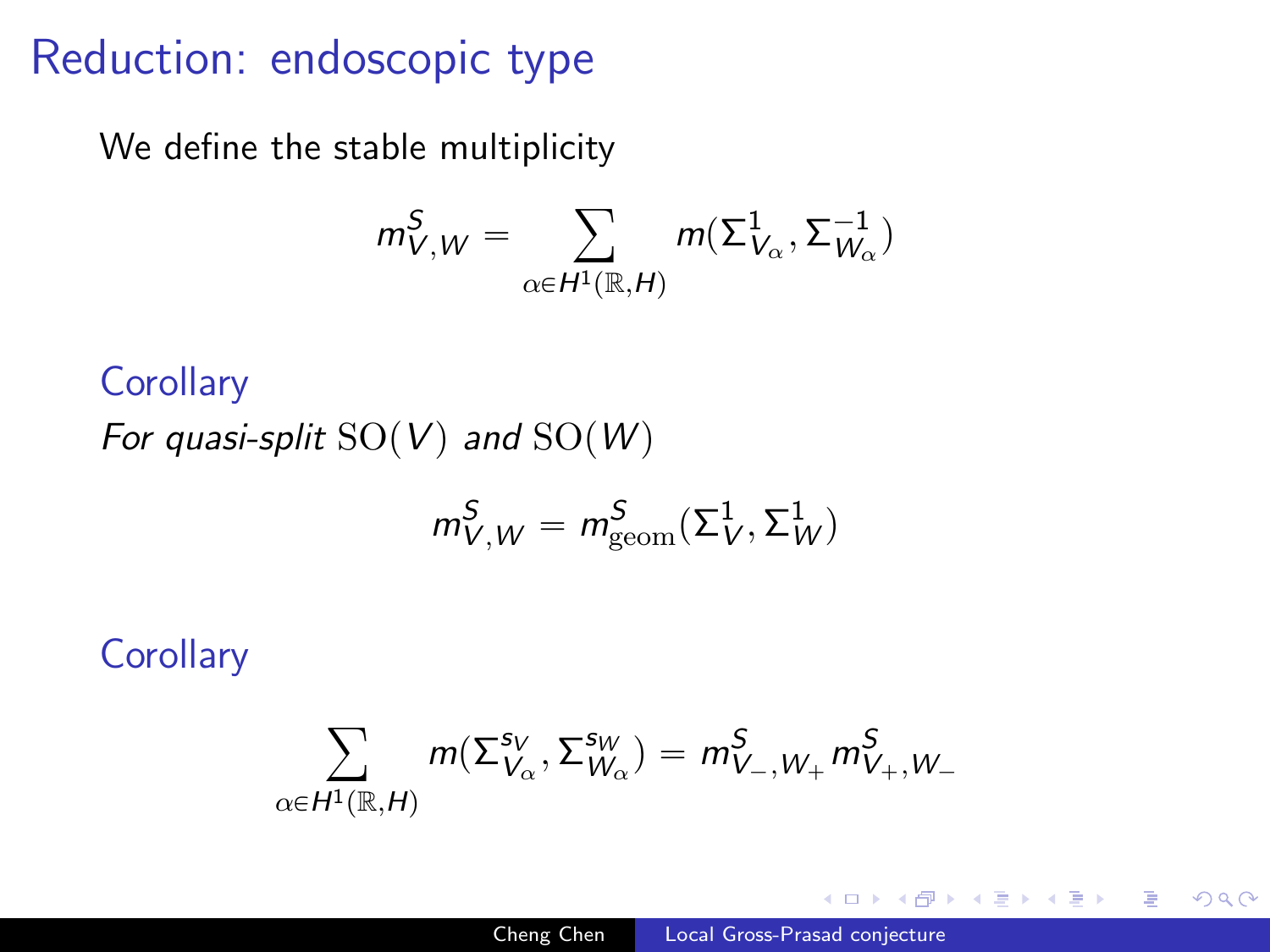# Reduction: endoscopic type

We define the stable multiplicity

$$m^S_{V,W} = \sum_{\alpha \in H^1(\mathbb{R},H)} m(\Sigma^1_{V_\alpha}, \Sigma^{-1}_{W_\alpha})$$

**Corollary**

*For quasi-split* $\mathrm{SO}(V)$ *and* $\mathrm{SO}(W)$

$$m^S_{V,W} = m^S_{\mathrm{geom}}(\Sigma^1_V, \Sigma^1_W)$$

**Corollary**

$$\sum_{\alpha \in H^1(\mathbb{R},H)} m(\Sigma^{s_V}_{V_\alpha}, \Sigma^{s_W}_{W_\alpha}) = m^S_{V_-,W_+} m^S_{V_+,W_-}$$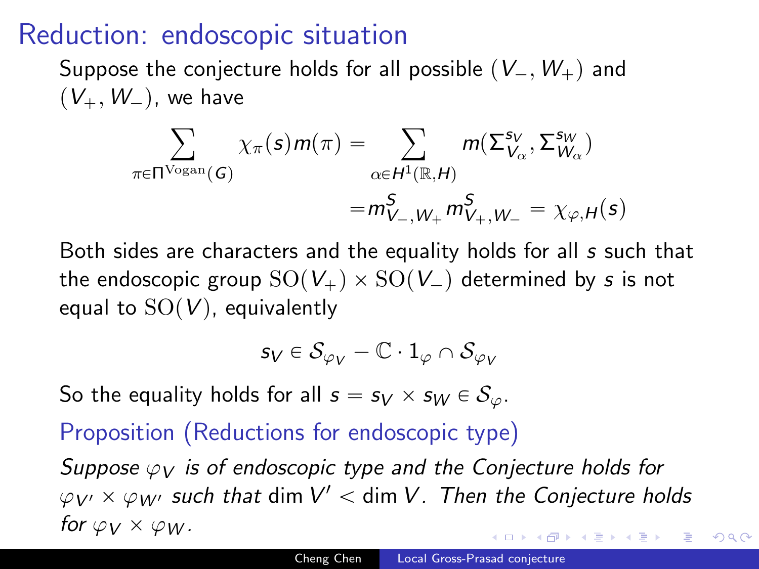# Reduction: endoscopic situation

Suppose the conjecture holds for all possible $(V_-, W_+)$ and $(V_+, W_-)$, we have

$$\sum_{\pi \in \Pi^{\mathrm{Vogan}}(G)} \chi_\pi(s) m(\pi) = \sum_{\alpha \in H^1(\mathbb{R}, H)} m(\Sigma_{V_\alpha}^{s_V}, \Sigma_{W_\alpha}^{s_W})$$

$$= m_{V_-, W_+}^S m_{V_+, W_-}^S = \chi_{\varphi, H}(s)$$

Both sides are characters and the equality holds for all $s$ such that the endoscopic group $\mathrm{SO}(V_+) \times \mathrm{SO}(V_-)$ determined by $s$ is not equal to $\mathrm{SO}(V)$, equivalently

$$s_V \in \mathcal{S}_{\varphi_V} - \mathbb{C} \cdot 1_\varphi \cap \mathcal{S}_{\varphi_V}$$

So the equality holds for all $s = s_V \times s_W \in \mathcal{S}_\varphi$.

**Proposition (Reductions for endoscopic type)**

*Suppose $\varphi_V$ is of endoscopic type and the Conjecture holds for $\varphi_{V'} \times \varphi_{W'}$ such that $\dim V' < \dim V$. Then the Conjecture holds for $\varphi_V \times \varphi_W$.*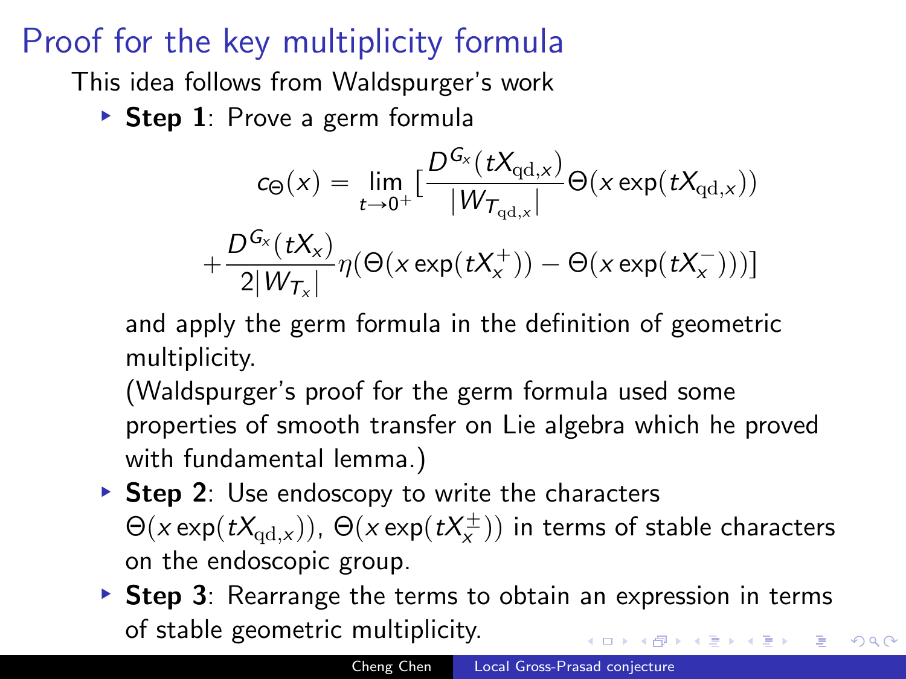# Proof for the key multiplicity formula

This idea follows from Waldspurger's work

- **Step 1**: Prove a germ formula

$$c_{\Theta}(x) = \lim_{t\to 0^+}\Big[\frac{D^{G_x}(tX_{\mathrm{qd},x})}{|W_{T_{\mathrm{qd},x}}|}\Theta(x\exp(tX_{\mathrm{qd},x}))$$
$$+\frac{D^{G_x}(tX_x)}{2|W_{T_x}|}\eta(\Theta(x\exp(tX_x^+)) - \Theta(x\exp(tX_x^-)))\Big]$$

  and apply the germ formula in the definition of geometric multiplicity.

  (Waldspurger's proof for the germ formula used some properties of smooth transfer on Lie algebra which he proved with fundamental lemma.)

- **Step 2**: Use endoscopy to write the characters $\Theta(x\exp(tX_{\mathrm{qd},x}))$, $\Theta(x\exp(tX_x^{\pm}))$ in terms of stable characters on the endoscopic group.
- **Step 3**: Rearrange the terms to obtain an expression in terms of stable geometric multiplicity.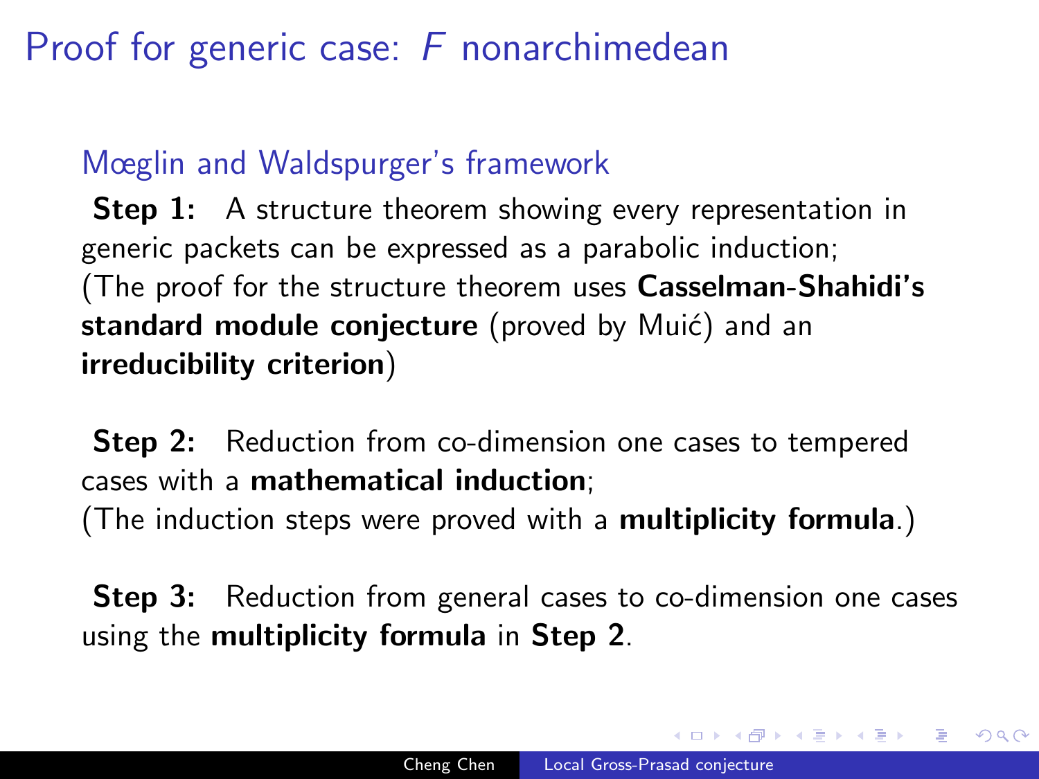# Proof for generic case: $F$ nonarchimedean

## Mœglin and Waldspurger's framework

**Step 1:** A structure theorem showing every representation in generic packets can be expressed as a parabolic induction;
(The proof for the structure theorem uses **Casselman-Shahidi's standard module conjecture** (proved by Muić) and an **irreducibility criterion**)

**Step 2:** Reduction from co-dimension one cases to tempered cases with a **mathematical induction**;
(The induction steps were proved with a **multiplicity formula**.)

**Step 3:** Reduction from general cases to co-dimension one cases using the **multiplicity formula** in **Step 2**.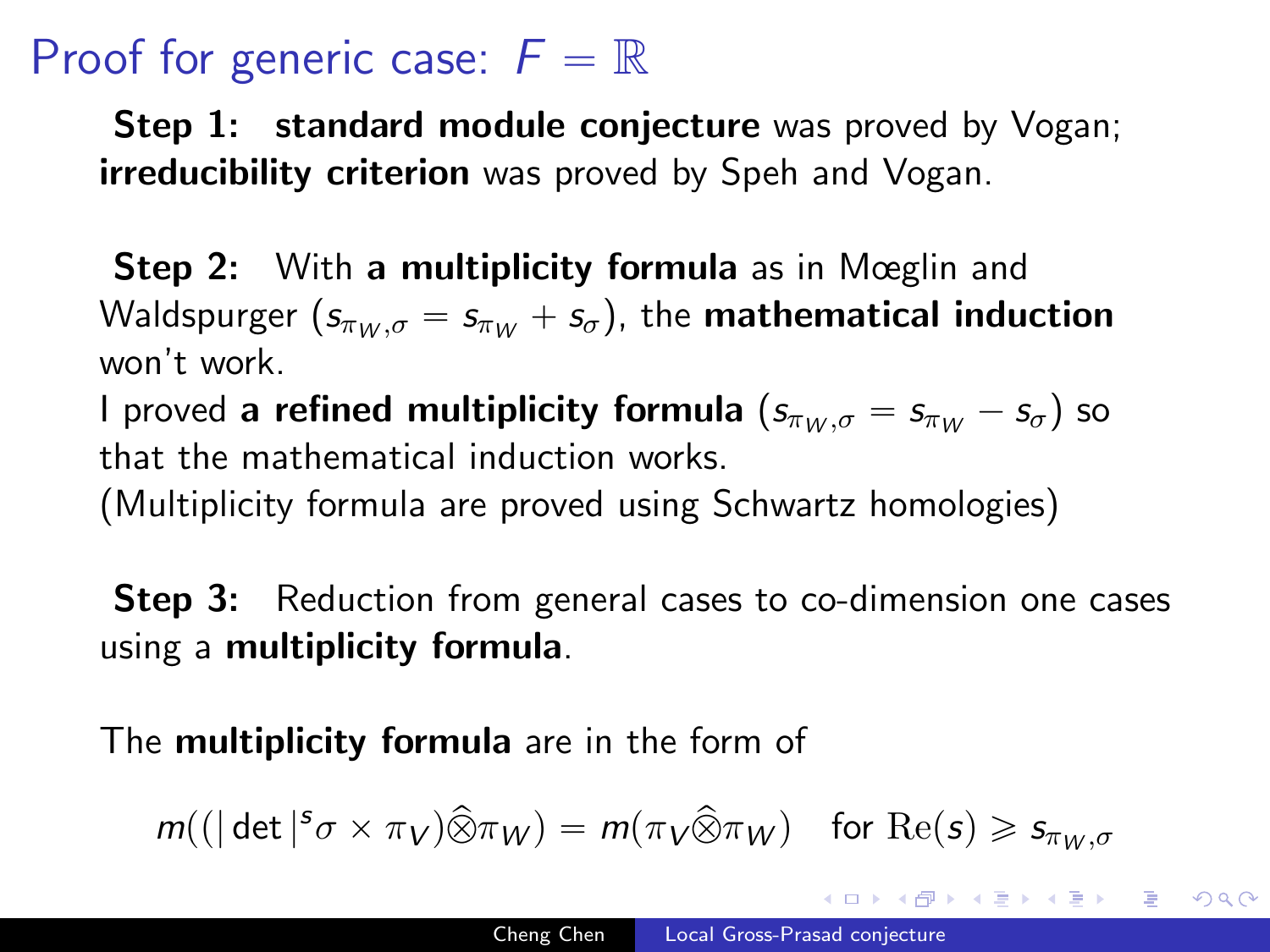# Proof for generic case: $F = \mathbb{R}$

**Step 1:** **standard module conjecture** was proved by Vogan; **irreducibility criterion** was proved by Speh and Vogan.

**Step 2:** With **a multiplicity formula** as in Mœglin and Waldspurger ($s_{\pi_W,\sigma} = s_{\pi_W} + s_\sigma$), the **mathematical induction** won't work.
I proved **a refined multiplicity formula** ($s_{\pi_W,\sigma} = s_{\pi_W} - s_\sigma$) so that the mathematical induction works.
(Multiplicity formula are proved using Schwartz homologies)

**Step 3:** Reduction from general cases to co-dimension one cases using a **multiplicity formula**.

The **multiplicity formula** are in the form of

$$m((|\det|^s\sigma \times \pi_V)\widehat{\otimes}\pi_W) = m(\pi_V\widehat{\otimes}\pi_W) \quad \text{for } \mathrm{Re}(s) \geqslant s_{\pi_W,\sigma}$$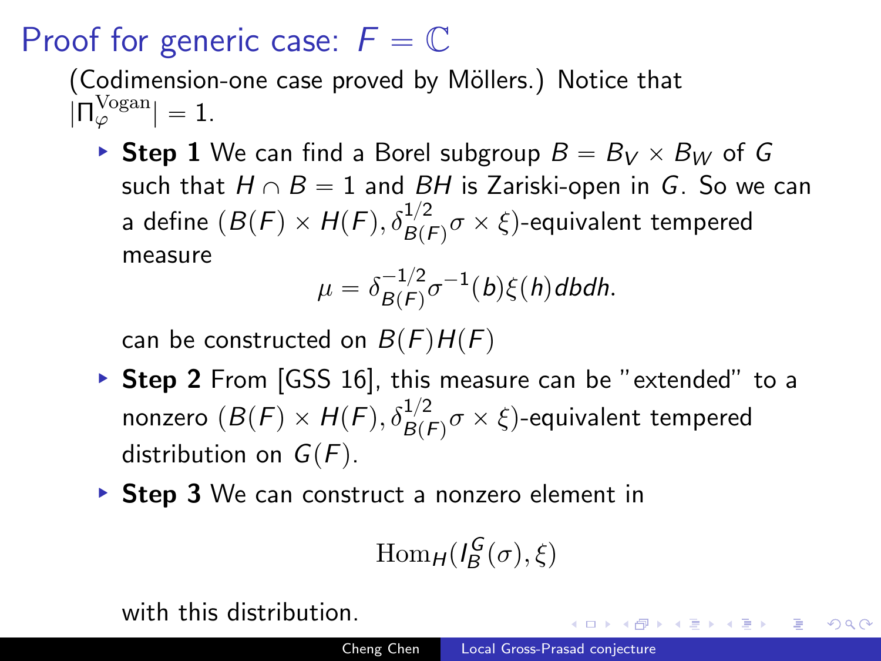# Proof for generic case: $F = \mathbb{C}$

(Codimension-one case proved by Möllers.) Notice that $|\Pi_\varphi^{\mathrm{Vogan}}| = 1$.

- **Step 1** We can find a Borel subgroup $B = B_V \times B_W$ of $G$ such that $H \cap B = 1$ and $BH$ is Zariski-open in $G$. So we can a define $(B(F) \times H(F), \delta_{B(F)}^{1/2}\sigma \times \xi)$-equivalent tempered measure
$$\mu = \delta_{B(F)}^{-1/2}\sigma^{-1}(b)\xi(h)dbdh.$$
can be constructed on $B(F)H(F)$
- **Step 2** From [GSS 16], this measure can be "extended" to a nonzero $(B(F) \times H(F), \delta_{B(F)}^{1/2}\sigma \times \xi)$-equivalent tempered distribution on $G(F)$.
- **Step 3** We can construct a nonzero element in
$$\mathrm{Hom}_H(I_B^G(\sigma), \xi)$$
with this distribution.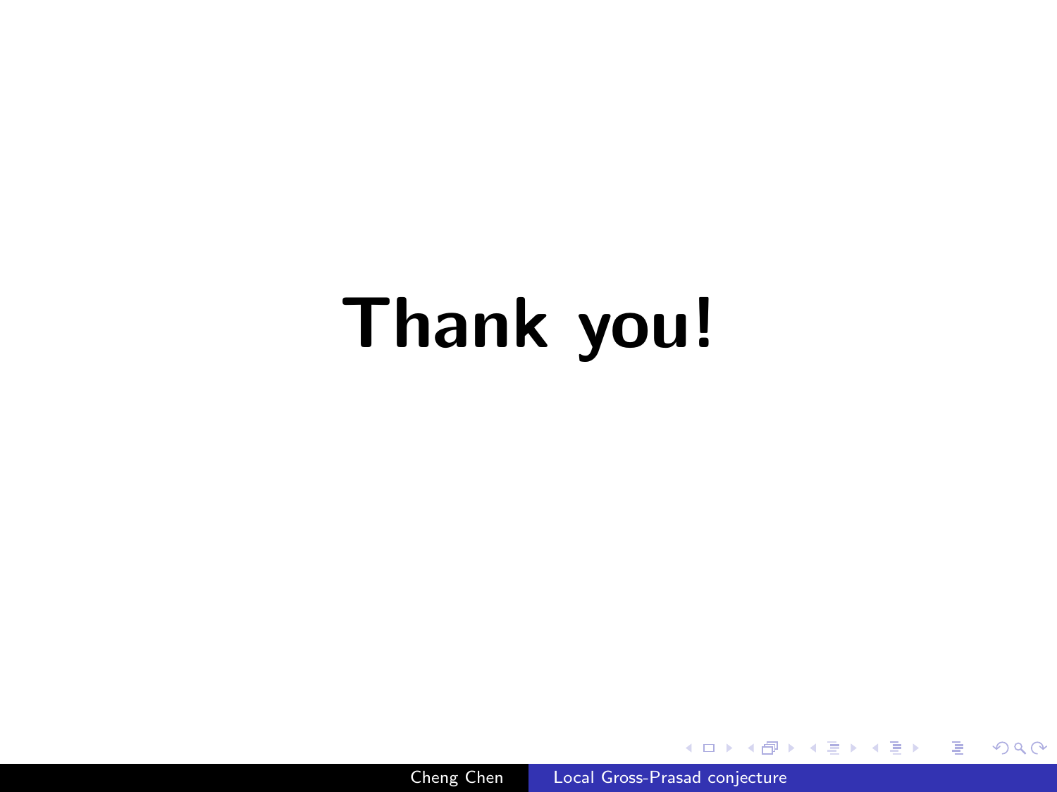# Thank you!